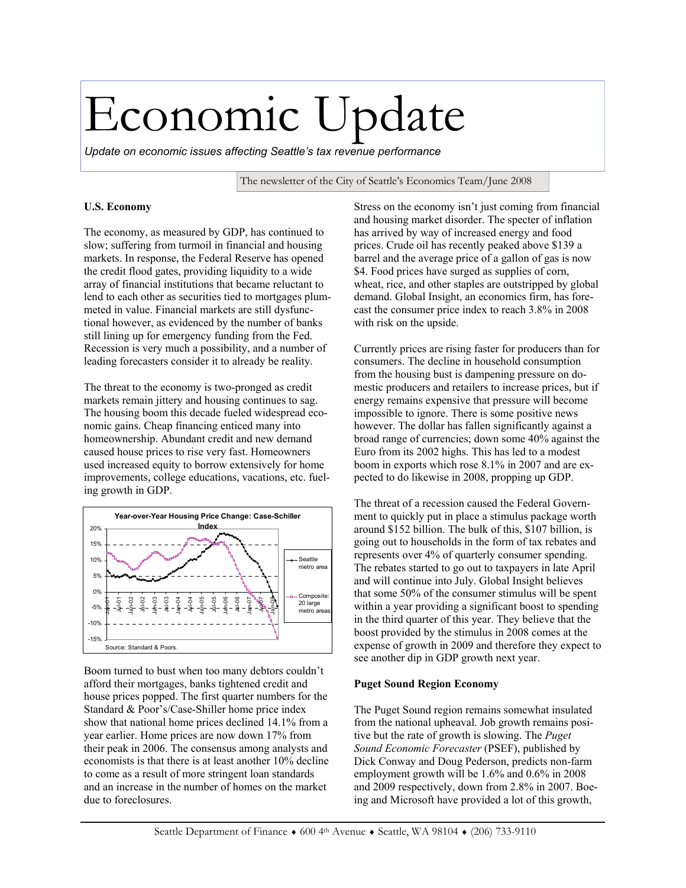# Economic Update

*Update on economic issues affecting Seattle's tax revenue performance*

The newsletter of the City of Seattle's Economics Team/June 2008

**U.S. Economy**

The economy, as measured by GDP, has continued to slow; suffering from turmoil in financial and housing markets. In response, the Federal Reserve has opened the credit flood gates, providing liquidity to a wide array of financial institutions that became reluctant to lend to each other as securities tied to mortgages plummeted in value. Financial markets are still dysfunctional however, as evidenced by the number of banks still lining up for emergency funding from the Fed. Recession is very much a possibility, and a number of leading forecasters consider it to already be reality.

The threat to the economy is two-pronged as credit markets remain jittery and housing continues to sag. The housing boom this decade fueled widespread economic gains. Cheap financing enticed many into homeownership. Abundant credit and new demand caused house prices to rise very fast. Homeowners used increased equity to borrow extensively for home improvements, college educations, vacations, etc. fueling growth in GDP.

Year-over-Year Housing Price Change: Case-Schiller Index

20%
15%
10%
5%
0%
-5%
-10%
-15%

Jan-01 Jul-01 Jan-02 Jul-02 Jan-03 Jul-03 Jan-04 Jul-04 Jan-05 Jul-05 Jan-06 Jul-06 Jan-07 Jul-07 Jan-08

Seattle metro area

Composite: 20 large metro areas

Source: Standard & Poors.

Boom turned to bust when too many debtors couldn't afford their mortgages, banks tightened credit and house prices popped. The first quarter numbers for the Standard & Poor's/Case-Shiller home price index show that national home prices declined 14.1% from a year earlier. Home prices are now down 17% from their peak in 2006. The consensus among analysts and economists is that there is at least another 10% decline to come as a result of more stringent loan standards and an increase in the number of homes on the market due to foreclosures.

Stress on the economy isn't just coming from financial and housing market disorder. The specter of inflation has arrived by way of increased energy and food prices. Crude oil has recently peaked above $139 a barrel and the average price of a gallon of gas is now $4. Food prices have surged as supplies of corn, wheat, rice, and other staples are outstripped by global demand. Global Insight, an economics firm, has forecast the consumer price index to reach 3.8% in 2008 with risk on the upside.

Currently prices are rising faster for producers than for consumers. The decline in household consumption from the housing bust is dampening pressure on domestic producers and retailers to increase prices, but if energy remains expensive that pressure will become impossible to ignore. There is some positive news however. The dollar has fallen significantly against a broad range of currencies; down some 40% against the Euro from its 2002 highs. This has led to a modest boom in exports which rose 8.1% in 2007 and are expected to do likewise in 2008, propping up GDP.

The threat of a recession caused the Federal Government to quickly put in place a stimulus package worth around $152 billion. The bulk of this, $107 billion, is going out to households in the form of tax rebates and represents over 4% of quarterly consumer spending. The rebates started to go out to taxpayers in late April and will continue into July. Global Insight believes that some 50% of the consumer stimulus will be spent within a year providing a significant boost to spending in the third quarter of this year. They believe that the boost provided by the stimulus in 2008 comes at the expense of growth in 2009 and therefore they expect to see another dip in GDP growth next year.

**Puget Sound Region Economy**

The Puget Sound region remains somewhat insulated from the national upheaval. Job growth remains positive but the rate of growth is slowing. The *Puget Sound Economic Forecaster* (PSEF), published by Dick Conway and Doug Pederson, predicts non-farm employment growth will be 1.6% and 0.6% in 2008 and 2009 respectively, down from 2.8% in 2007. Boeing and Microsoft have provided a lot of this growth,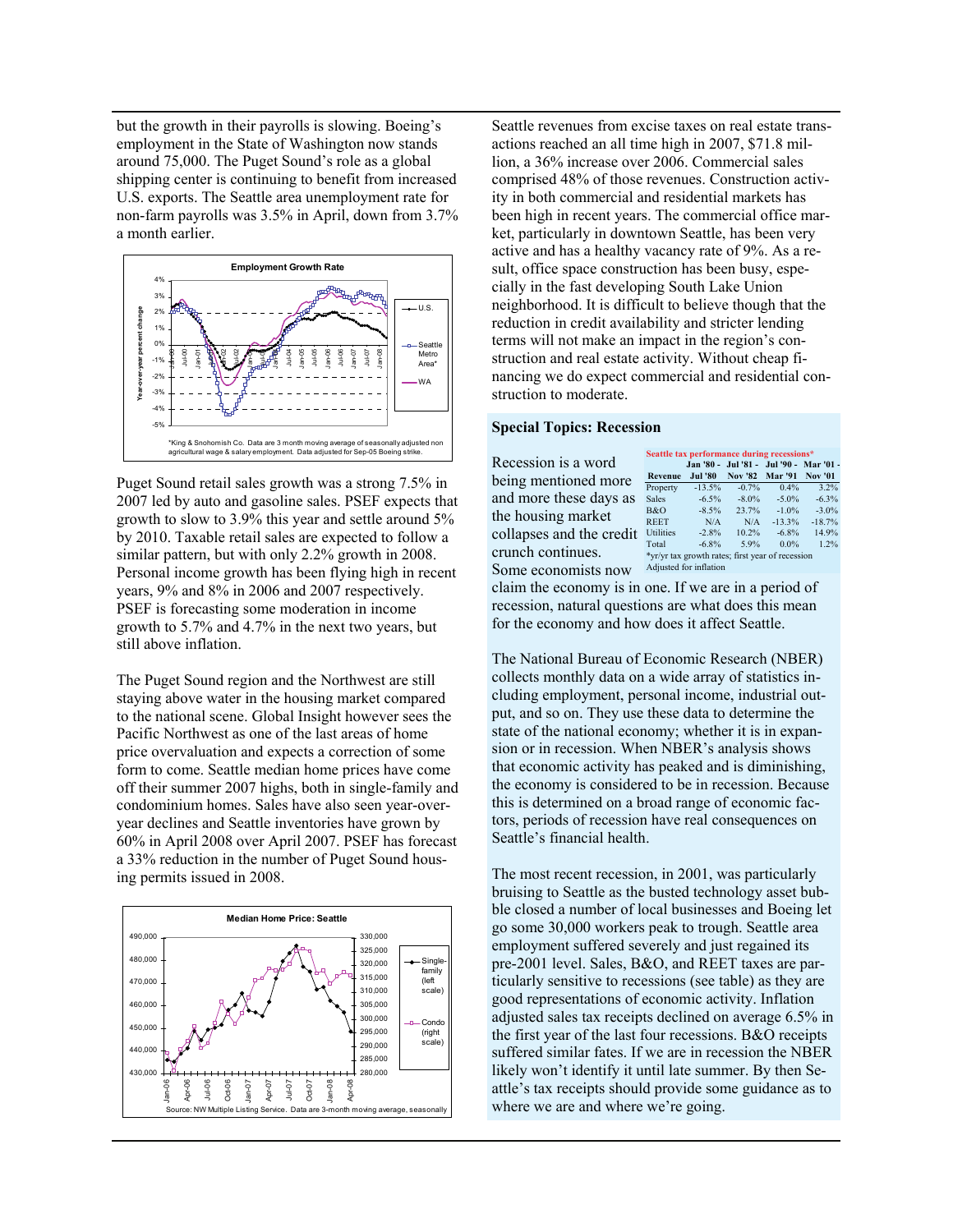but the growth in their payrolls is slowing. Boeing's employment in the State of Washington now stands around 75,000. The Puget Sound's role as a global shipping center is continuing to benefit from increased U.S. exports. The Seattle area unemployment rate for non-farm payrolls was 3.5% in April, down from 3.7% a month earlier.

Employment Growth Rate

4%
3%
2%
1%
0%
-1%
-2%
-3%
-4%
-5%

Year-over-year percent change

Jan-00
Jul-00
Jan-01
Jul-01
Jan-02
Jul-02
Jan-03
Jul-03
Jan-04
Jul-04
Jan-05
Jul-05
Jan-06
Jul-06
Jan-07
Jul-07
Jan-08

U.S.
Seattle Metro Area*
WA

*King & Snohomish Co. Data are 3 month moving average of seasonally adjusted non agricultural wage & salary employment. Data adjusted for Sep-05 Boeing strike.

Puget Sound retail sales growth was a strong 7.5% in 2007 led by auto and gasoline sales. PSEF expects that growth to slow to 3.9% this year and settle around 5% by 2010. Taxable retail sales are expected to follow a similar pattern, but with only 2.2% growth in 2008. Personal income growth has been flying high in recent years, 9% and 8% in 2006 and 2007 respectively. PSEF is forecasting some moderation in income growth to 5.7% and 4.7% in the next two years, but still above inflation.

The Puget Sound region and the Northwest are still staying above water in the housing market compared to the national scene. Global Insight however sees the Pacific Northwest as one of the last areas of home price overvaluation and expects a correction of some form to come. Seattle median home prices have come off their summer 2007 highs, both in single-family and condominium homes. Sales have also seen year-over-year declines and Seattle inventories have grown by 60% in April 2008 over April 2007. PSEF has forecast a 33% reduction in the number of Puget Sound housing permits issued in 2008.

Median Home Price: Seattle

490,000
480,000
470,000
460,000
450,000
440,000
430,000

330,000
325,000
320,000
315,000
310,000
305,000
300,000
295,000
290,000
285,000
280,000

Jan-06
Apr-06
Jul-06
Oct-06
Jan-07
Apr-07
Jul-07
Oct-07
Jan-08
Apr-08

Single-family (left scale)
Condo (right scale)

Source: NW Multiple Listing Service. Data are 3-month moving average, seasonally

Seattle revenues from excise taxes on real estate transactions reached an all time high in 2007, $71.8 million, a 36% increase over 2006. Commercial sales comprised 48% of those revenues. Construction activity in both commercial and residential markets has been high in recent years. The commercial office market, particularly in downtown Seattle, has been very active and has a healthy vacancy rate of 9%. As a result, office space construction has been busy, especially in the fast developing South Lake Union neighborhood. It is difficult to believe though that the reduction in credit availability and stricter lending terms will not make an impact in the region's construction and real estate activity. Without cheap financing we do expect commercial and residential construction to moderate.

## Special Topics: Recession

Recession is a word being mentioned more and more these days as the housing market collapses and the credit crunch continues. Some economists now claim the economy is in one. If we are in a period of recession, natural questions are what does this mean for the economy and how does it affect Seattle.

**Seattle tax performance during recessions***

| Revenue | Jan '80 - Jul '80 | Jul '81 - Nov '82 | Jul '90 - Mar '91 | Mar '01 - Nov '01 |
|---|---|---|---|---|
| Property | -13.5% | -0.7% | 0.4% | 3.2% |
| Sales | -6.5% | -8.0% | -5.0% | -6.3% |
| B&O | -8.5% | 23.7% | -1.0% | -3.0% |
| REET | N/A | N/A | -13.3% | -18.7% |
| Utilities | -2.8% | 10.2% | -6.8% | 14.9% |
| Total | -6.8% | 5.9% | 0.0% | 1.2% |

*yr/yr tax growth rates; first year of recession
Adjusted for inflation

The National Bureau of Economic Research (NBER) collects monthly data on a wide array of statistics including employment, personal income, industrial output, and so on. They use these data to determine the state of the national economy; whether it is in expansion or in recession. When NBER's analysis shows that economic activity has peaked and is diminishing, the economy is considered to be in recession. Because this is determined on a broad range of economic factors, periods of recession have real consequences on Seattle's financial health.

The most recent recession, in 2001, was particularly bruising to Seattle as the busted technology asset bubble closed a number of local businesses and Boeing let go some 30,000 workers peak to trough. Seattle area employment suffered severely and just regained its pre-2001 level. Sales, B&O, and REET taxes are particularly sensitive to recessions (see table) as they are good representations of economic activity. Inflation adjusted sales tax receipts declined on average 6.5% in the first year of the last four recessions. B&O receipts suffered similar fates. If we are in recession the NBER likely won't identify it until late summer. By then Seattle's tax receipts should provide some guidance as to where we are and where we're going.